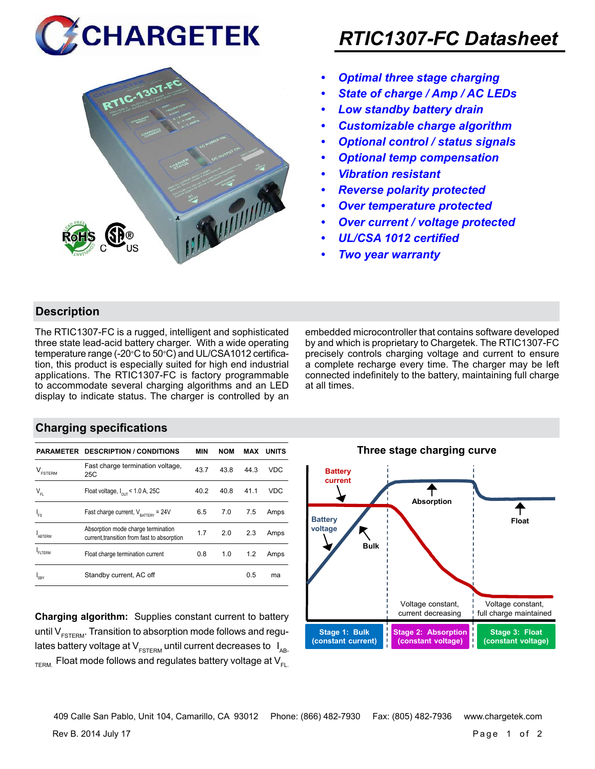# RTIC1307-FC Datasheet

- *Optimal three stage charging*
- *State of charge / Amp / AC LEDs*
- *Low standby battery drain*
- *Customizable charge algorithm*
- *Optional control / status signals*
- *Optional temp compensation*
- *Vibration resistant*
- *Reverse polarity protected*
- *Over temperature protected*
- *Over current / voltage protected*
- *UL/CSA 1012 certified*
- *Two year warranty*

## Description

The RTIC1307-FC is a rugged, intelligent and sophisticated three state lead-acid battery charger. With a wide operating temperature range (-20°C to 50°C) and UL/CSA1012 certification, this product is especially suited for high end industrial applications. The RTIC1307-FC is factory programmable to accommodate several charging algorithms and an LED display to indicate status. The charger is controlled by an embedded microcontroller that contains software developed by and which is proprietary to Chargetek. The RTIC1307-FC precisely controls charging voltage and current to ensure a complete recharge every time. The charger may be left connected indefinitely to the battery, maintaining full charge at all times.

## Charging specifications

| PARAMETER | DESCRIPTION / CONDITIONS | MIN | NOM | MAX | UNITS |
|---|---|---|---|---|---|
| $V_{FSTERM}$ | Fast charge termination voltage, 25C | 43.7 | 43.8 | 44.3 | VDC |
| $V_{FL}$ | Float voltage, $I_{OUT}$ < 1.0 A, 25C | 40.2 | 40.8 | 41.1 | VDC |
| $I_{FS}$ | Fast charge current, $V_{BATTERY}$ = 24V | 6.5 | 7.0 | 7.5 | Amps |
| $I_{ABTERM}$ | Absorption mode charge termination current,transition from fast to absorption | 1.7 | 2.0 | 2.3 | Amps |
| $I_{FLTERM}$ | Float charge termination current | 0.8 | 1.0 | 1.2 | Amps |
| $I_{SBY}$ | Standby current, AC off | | | 0.5 | ma |

**Charging algorithm:** Supplies constant current to battery until $V_{FSTERM}$. Transition to absorption mode follows and regulates battery voltage at $V_{FSTERM}$ until current decreases to $I_{AB-TERM}$. Float mode follows and regulates battery voltage at $V_{FL}$.

**Three stage charging curve**

Battery current; Battery voltage; Bulk; Absorption; Float

Voltage constant, current decreasing | Voltage constant, full charge maintained

Stage 1: Bulk (constant current) | Stage 2: Absorption (constant voltage) | Stage 3: Float (constant voltage)

409 Calle San Pablo, Unit 104, Camarillo, CA 93012 Phone: (866) 482-7930 Fax: (805) 482-7936 www.chargetek.com

Rev B. 2014 July 17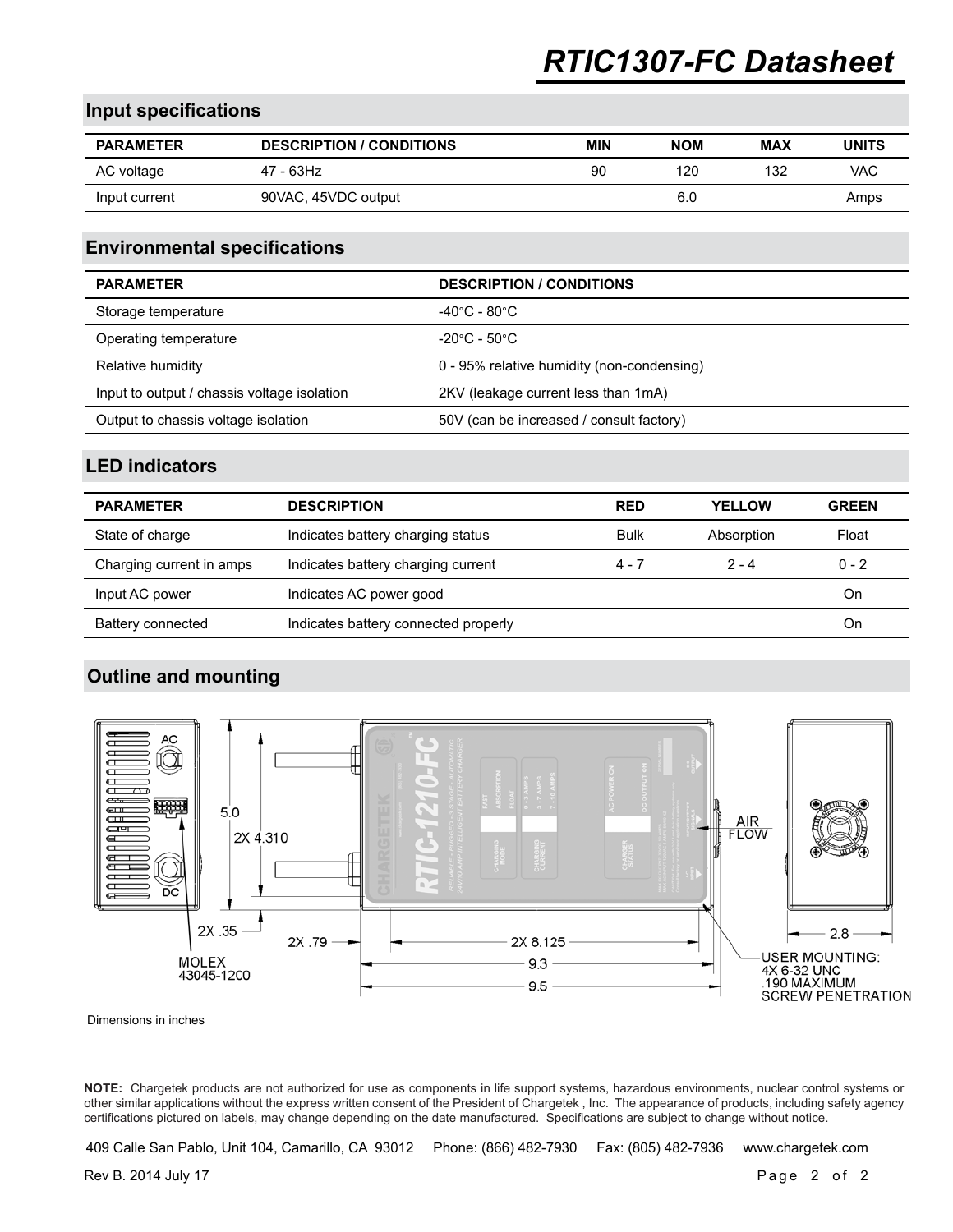# RTIC1307-FC Datasheet

## Input specifications

| PARAMETER | DESCRIPTION / CONDITIONS | MIN | NOM | MAX | UNITS |
|---|---|---|---|---|---|
| AC voltage | 47 - 63Hz | 90 | 120 | 132 | VAC |
| Input current | 90VAC, 45VDC output | | 6.0 | | Amps |

## Environmental specifications

| PARAMETER | DESCRIPTION / CONDITIONS |
|---|---|
| Storage temperature | -40°C - 80°C |
| Operating temperature | -20°C - 50°C |
| Relative humidity | 0 - 95% relative humidity (non-condensing) |
| Input to output / chassis voltage isolation | 2KV (leakage current less than 1mA) |
| Output to chassis voltage isolation | 50V (can be increased / consult factory) |

## LED indicators

| PARAMETER | DESCRIPTION | RED | YELLOW | GREEN |
|---|---|---|---|---|
| State of charge | Indicates battery charging status | Bulk | Absorption | Float |
| Charging current in amps | Indicates battery charging current | 4 - 7 | 2 - 4 | 0 - 2 |
| Input AC power | Indicates AC power good | | | On |
| Battery connected | Indicates battery connected properly | | | On |

## Outline and mounting

AC
DC
5.0
2X 4.310
2X .35
2X .79
2X 8.125
9.3
9.5
2.8
AIR FLOW
MOLEX 43045-1200
USER MOUNTING: 4X 6-32 UNC .190 MAXIMUM SCREW PENETRATION

Dimensions in inches

**NOTE:** Chargetek products are not authorized for use as components in life support systems, hazardous environments, nuclear control systems or other similar applications without the express written consent of the President of Chargetek , Inc. The appearance of products, including safety agency certifications pictured on labels, may change depending on the date manufactured. Specifications are subject to change without notice.

409 Calle San Pablo, Unit 104, Camarillo, CA 93012 Phone: (866) 482-7930 Fax: (805) 482-7936 www.chargetek.com

Rev B. 2014 July 17